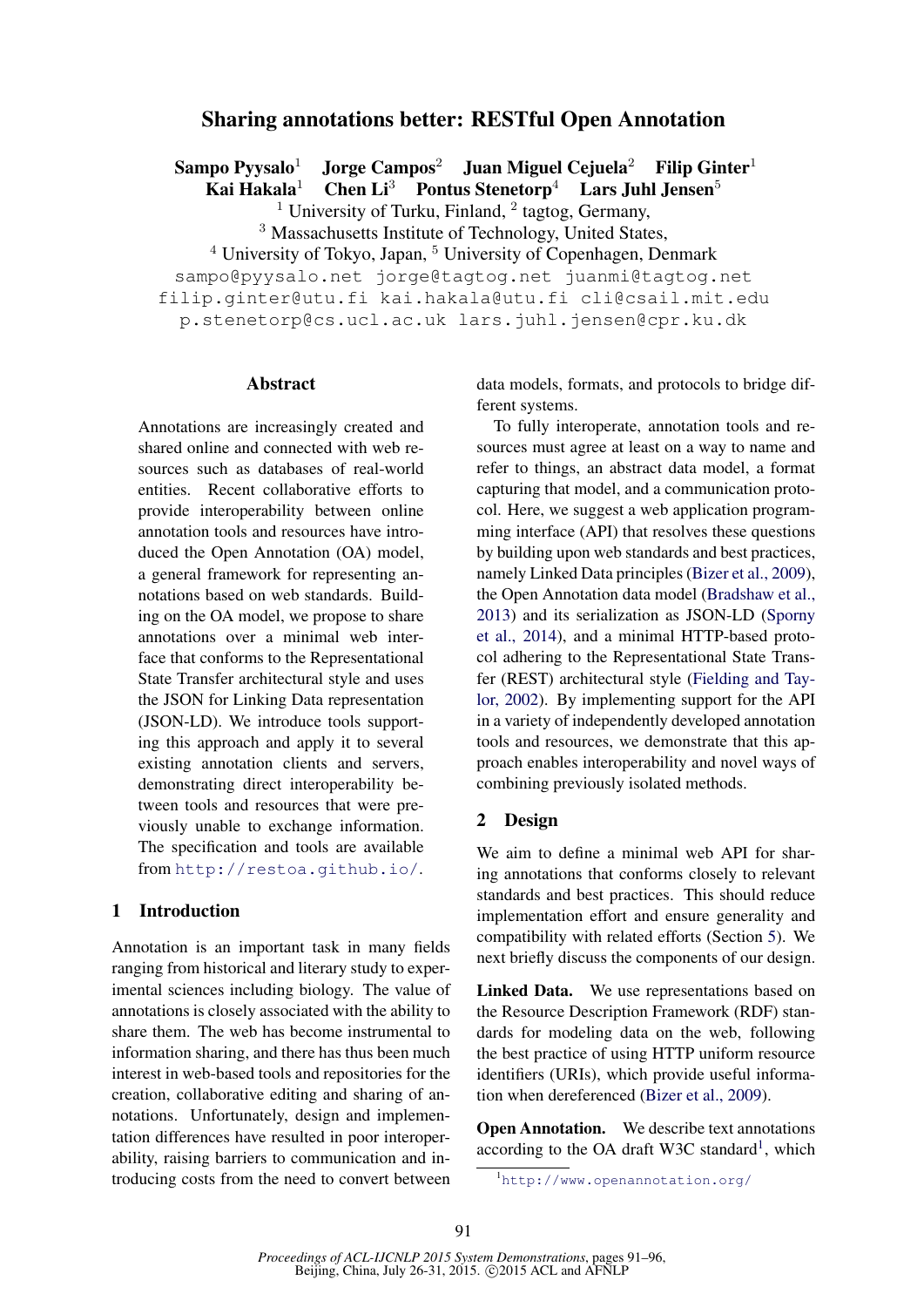# Sharing annotations better: RESTful Open Annotation

**Sampo Pyysalo**[1] **Jorge Campos**[2] **Juan Miguel Cejuela**[2] **Filip Ginter**[1]
**Kai Hakala**[1] **Chen Li**[3] **Pontus Stenetorp**[4] **Lars Juhl Jensen**[5]

[1] University of Turku, Finland, [2] tagtog, Germany,
[3] Massachusetts Institute of Technology, United States,
[4] University of Tokyo, Japan, [5] University of Copenhagen, Denmark

sampo@pyysalo.net jorge@tagtog.net juanmi@tagtog.net
filip.ginter@utu.fi kai.hakala@utu.fi cli@csail.mit.edu
p.stenetorp@cs.ucl.ac.uk lars.juhl.jensen@cpr.ku.dk

## Abstract

Annotations are increasingly created and shared online and connected with web resources such as databases of real-world entities. Recent collaborative efforts to provide interoperability between online annotation tools and resources have introduced the Open Annotation (OA) model, a general framework for representing annotations based on web standards. Building on the OA model, we propose to share annotations over a minimal web interface that conforms to the Representational State Transfer architectural style and uses the JSON for Linking Data representation (JSON-LD). We introduce tools supporting this approach and apply it to several existing annotation clients and servers, demonstrating direct interoperability between tools and resources that were previously unable to exchange information. The specification and tools are available from http://restoa.github.io/.

## 1 Introduction

Annotation is an important task in many fields ranging from historical and literary study to experimental sciences including biology. The value of annotations is closely associated with the ability to share them. The web has become instrumental to information sharing, and there has thus been much interest in web-based tools and repositories for the creation, collaborative editing and sharing of annotations. Unfortunately, design and implementation differences have resulted in poor interoperability, raising barriers to communication and introducing costs from the need to convert between data models, formats, and protocols to bridge different systems.

To fully interoperate, annotation tools and resources must agree at least on a way to name and refer to things, an abstract data model, a format capturing that model, and a communication protocol. Here, we suggest a web application programming interface (API) that resolves these questions by building upon web standards and best practices, namely Linked Data principles (Bizer et al., 2009), the Open Annotation data model (Bradshaw et al., 2013) and its serialization as JSON-LD (Sporny et al., 2014), and a minimal HTTP-based protocol adhering to the Representational State Transfer (REST) architectural style (Fielding and Taylor, 2002). By implementing support for the API in a variety of independently developed annotation tools and resources, we demonstrate that this approach enables interoperability and novel ways of combining previously isolated methods.

## 2 Design

We aim to define a minimal web API for sharing annotations that conforms closely to relevant standards and best practices. This should reduce implementation effort and ensure generality and compatibility with related efforts (Section 5). We next briefly discuss the components of our design.

**Linked Data.** We use representations based on the Resource Description Framework (RDF) standards for modeling data on the web, following the best practice of using HTTP uniform resource identifiers (URIs), which provide useful information when dereferenced (Bizer et al., 2009).

**Open Annotation.** We describe text annotations according to the OA draft W3C standard[1], which

[1] http://www.openannotation.org/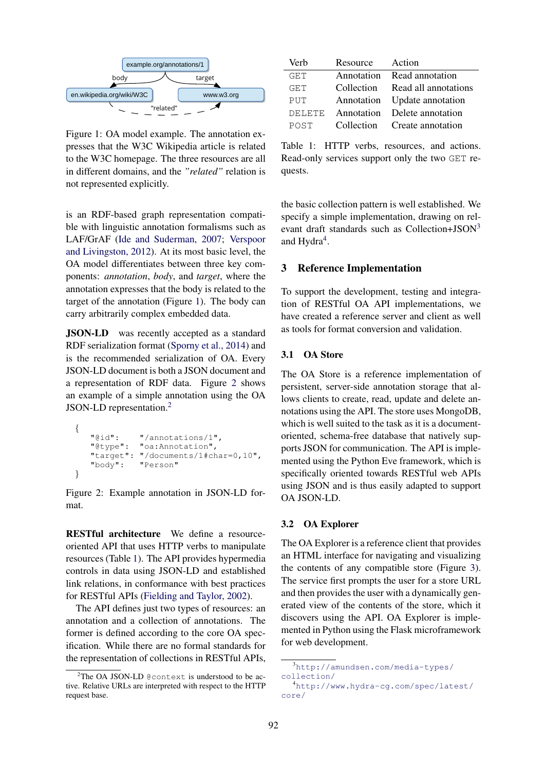Figure 1: OA model example. The annotation expresses that the W3C Wikipedia article is related to the W3C homepage. The three resources are all in different domains, and the *"related"* relation is not represented explicitly.

is an RDF-based graph representation compatible with linguistic annotation formalisms such as LAF/GrAF (Ide and Suderman, 2007; Verspoor and Livingston, 2012). At its most basic level, the OA model differentiates between three key components: *annotation*, *body*, and *target*, where the annotation expresses that the body is related to the target of the annotation (Figure 1). The body can carry arbitrarily complex embedded data.

**JSON-LD** was recently accepted as a standard RDF serialization format (Sporny et al., 2014) and is the recommended serialization of OA. Every JSON-LD document is both a JSON document and a representation of RDF data. Figure 2 shows an example of a simple annotation using the OA JSON-LD representation.[2]

```
{
    "@id":     "/annotations/1",
    "@type":   "oa:Annotation",
    "target":  "/documents/1#char=0,10",
    "body":    "Person"
}
```

Figure 2: Example annotation in JSON-LD format.

**RESTful architecture** We define a resource-oriented API that uses HTTP verbs to manipulate resources (Table 1). The API provides hypermedia controls in data using JSON-LD and established link relations, in conformance with best practices for RESTful APIs (Fielding and Taylor, 2002).

The API defines just two types of resources: an annotation and a collection of annotations. The former is defined according to the core OA specification. While there are no formal standards for the representation of collections in RESTful APIs, the basic collection pattern is well established. We specify a simple implementation, drawing on relevant draft standards such as Collection+JSON[3] and Hydra[4].

[2] The OA JSON-LD `@context` is understood to be active. Relative URLs are interpreted with respect to the HTTP request base.

| Verb | Resource | Action |
|---|---|---|
| `GET` | Annotation | Read annotation |
| `GET` | Collection | Read all annotations |
| `PUT` | Annotation | Update annotation |
| `DELETE` | Annotation | Delete annotation |
| `POST` | Collection | Create annotation |

Table 1: HTTP verbs, resources, and actions. Read-only services support only the two `GET` requests.

## 3 Reference Implementation

To support the development, testing and integration of RESTful OA API implementations, we have created a reference server and client as well as tools for format conversion and validation.

### 3.1 OA Store

The OA Store is a reference implementation of persistent, server-side annotation storage that allows clients to create, read, update and delete annotations using the API. The store uses MongoDB, which is well suited to the task as it is a document-oriented, schema-free database that natively supports JSON for communication. The API is implemented using the Python Eve framework, which is specifically oriented towards RESTful web APIs using JSON and is thus easily adapted to support OA JSON-LD.

### 3.2 OA Explorer

The OA Explorer is a reference client that provides an HTML interface for navigating and visualizing the contents of any compatible store (Figure 3). The service first prompts the user for a store URL and then provides the user with a dynamically generated view of the contents of the store, which it discovers using the API. OA Explorer is implemented in Python using the Flask microframework for web development.

[3] http://amundsen.com/media-types/collection/

[4] http://www.hydra-cg.com/spec/latest/core/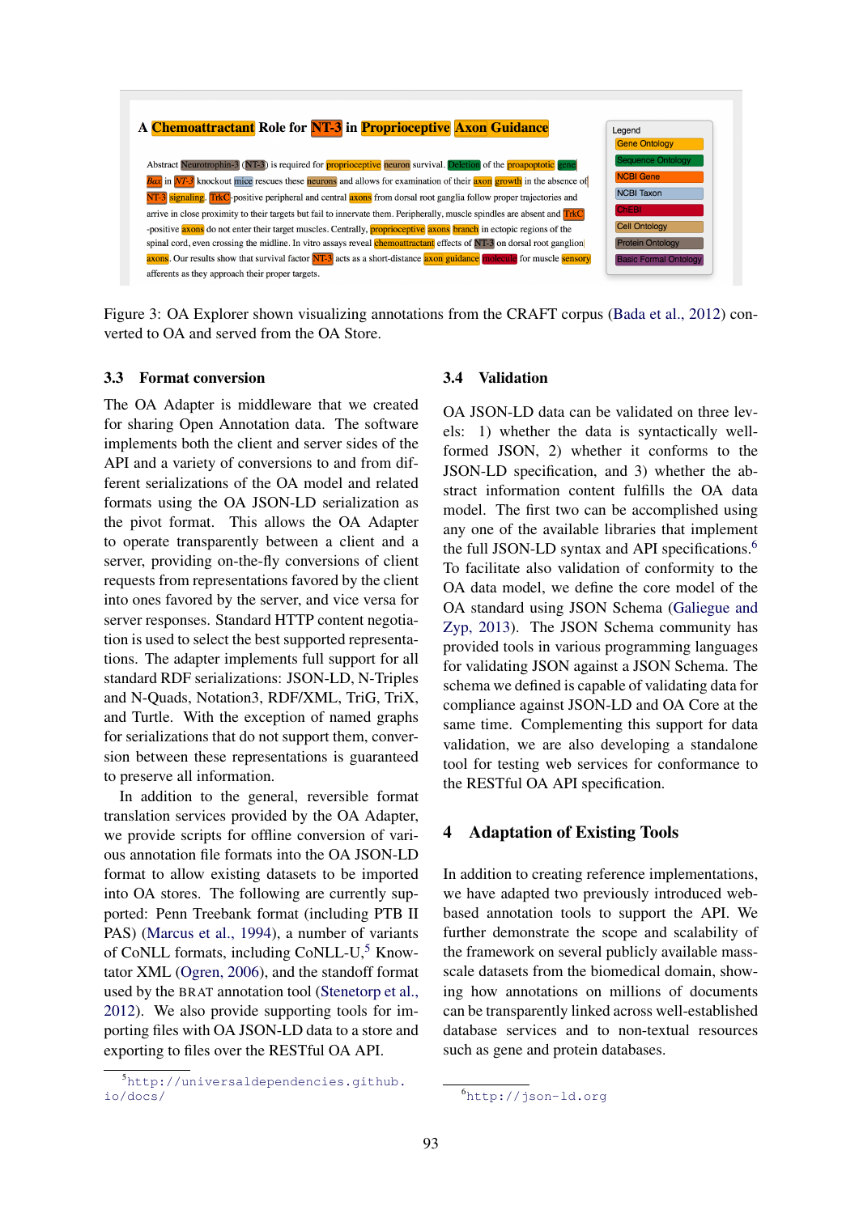Figure 3: OA Explorer shown visualizing annotations from the CRAFT corpus (Bada et al., 2012) converted to OA and served from the OA Store.

### 3.3 Format conversion

The OA Adapter is middleware that we created for sharing Open Annotation data. The software implements both the client and server sides of the API and a variety of conversions to and from different serializations of the OA model and related formats using the OA JSON-LD serialization as the pivot format. This allows the OA Adapter to operate transparently between a client and a server, providing on-the-fly conversions of client requests from representations favored by the client into ones favored by the server, and vice versa for server responses. Standard HTTP content negotiation is used to select the best supported representations. The adapter implements full support for all standard RDF serializations: JSON-LD, N-Triples and N-Quads, Notation3, RDF/XML, TriG, TriX, and Turtle. With the exception of named graphs for serializations that do not support them, conversion between these representations is guaranteed to preserve all information.

In addition to the general, reversible format translation services provided by the OA Adapter, we provide scripts for offline conversion of various annotation file formats into the OA JSON-LD format to allow existing datasets to be imported into OA stores. The following are currently supported: Penn Treebank format (including PTB II PAS) (Marcus et al., 1994), a number of variants of CoNLL formats, including CoNLL-U,[5] Knowtator XML (Ogren, 2006), and the standoff format used by the BRAT annotation tool (Stenetorp et al., 2012). We also provide supporting tools for importing files with OA JSON-LD data to a store and exporting to files over the RESTful OA API.

### 3.4 Validation

OA JSON-LD data can be validated on three levels: 1) whether the data is syntactically well-formed JSON, 2) whether it conforms to the JSON-LD specification, and 3) whether the abstract information content fulfills the OA data model. The first two can be accomplished using any one of the available libraries that implement the full JSON-LD syntax and API specifications.[6] To facilitate also validation of conformity to the OA data model, we define the core model of the OA standard using JSON Schema (Galiegue and Zyp, 2013). The JSON Schema community has provided tools in various programming languages for validating JSON against a JSON Schema. The schema we defined is capable of validating data for compliance against JSON-LD and OA Core at the same time. Complementing this support for data validation, we are also developing a standalone tool for testing web services for conformance to the RESTful OA API specification.

## 4 Adaptation of Existing Tools

In addition to creating reference implementations, we have adapted two previously introduced web-based annotation tools to support the API. We further demonstrate the scope and scalability of the framework on several publicly available mass-scale datasets from the biomedical domain, showing how annotations on millions of documents can be transparently linked across well-established database services and to non-textual resources such as gene and protein databases.

[5] http://universaldependencies.github.io/docs/

[6] http://json-ld.org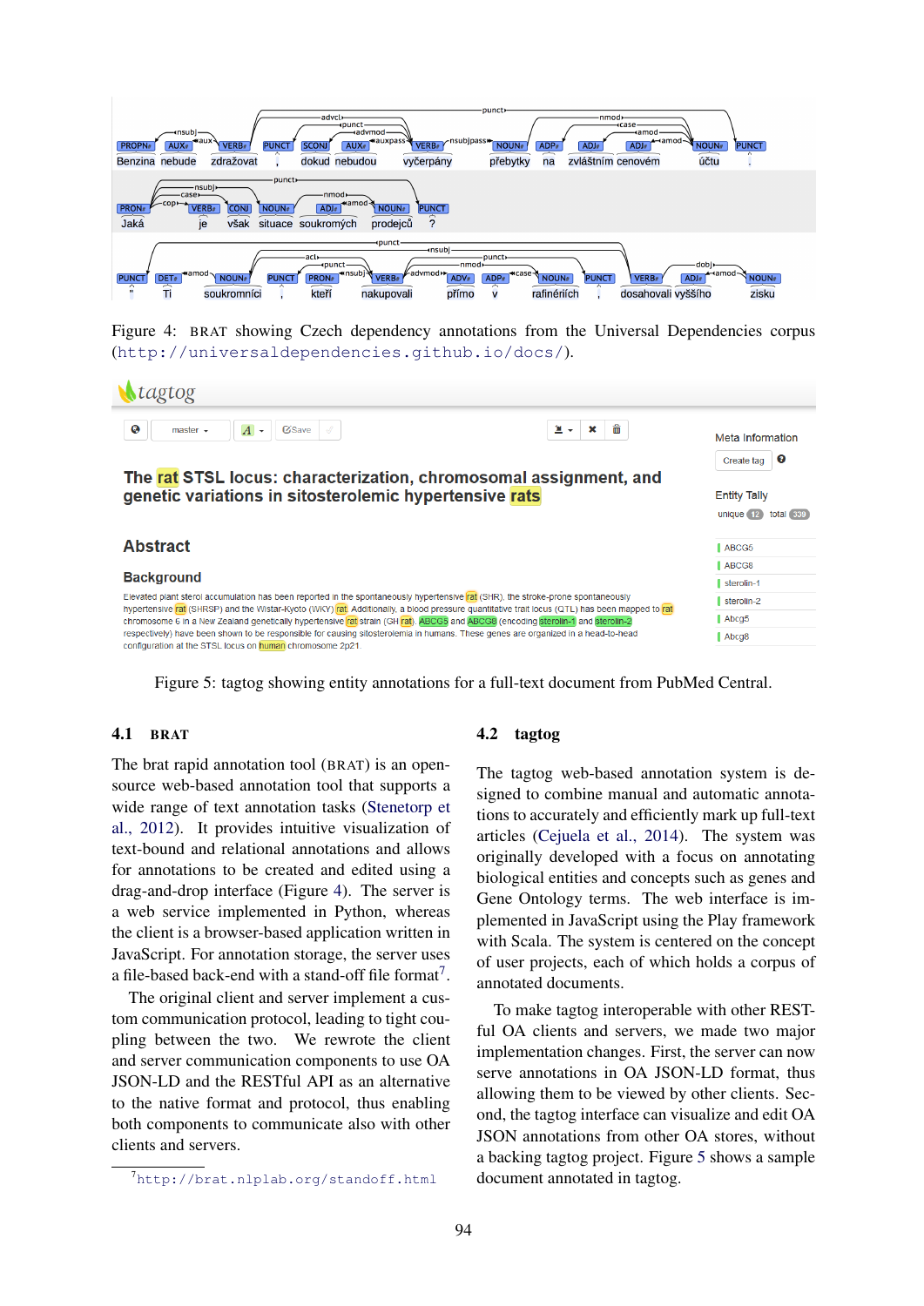Figure 4: BRAT showing Czech dependency annotations from the Universal Dependencies corpus (http://universaldependencies.github.io/docs/).

Figure 5: tagtog showing entity annotations for a full-text document from PubMed Central.

### 4.1 BRAT

The brat rapid annotation tool (BRAT) is an open-source web-based annotation tool that supports a wide range of text annotation tasks (Stenetorp et al., 2012). It provides intuitive visualization of text-bound and relational annotations and allows for annotations to be created and edited using a drag-and-drop interface (Figure 4). The server is a web service implemented in Python, whereas the client is a browser-based application written in JavaScript. For annotation storage, the server uses a file-based back-end with a stand-off file format[7].

The original client and server implement a custom communication protocol, leading to tight coupling between the two. We rewrote the client and server communication components to use OA JSON-LD and the RESTful API as an alternative to the native format and protocol, thus enabling both components to communicate also with other clients and servers.

[7]http://brat.nlplab.org/standoff.html

### 4.2 tagtog

The tagtog web-based annotation system is designed to combine manual and automatic annotations to accurately and efficiently mark up full-text articles (Cejuela et al., 2014). The system was originally developed with a focus on annotating biological entities and concepts such as genes and Gene Ontology terms. The web interface is implemented in JavaScript using the Play framework with Scala. The system is centered on the concept of user projects, each of which holds a corpus of annotated documents.

To make tagtog interoperable with other RESTful OA clients and servers, we made two major implementation changes. First, the server can now serve annotations in OA JSON-LD format, thus allowing them to be viewed by other clients. Second, the tagtog interface can visualize and edit OA JSON annotations from other OA stores, without a backing tagtog project. Figure 5 shows a sample document annotated in tagtog.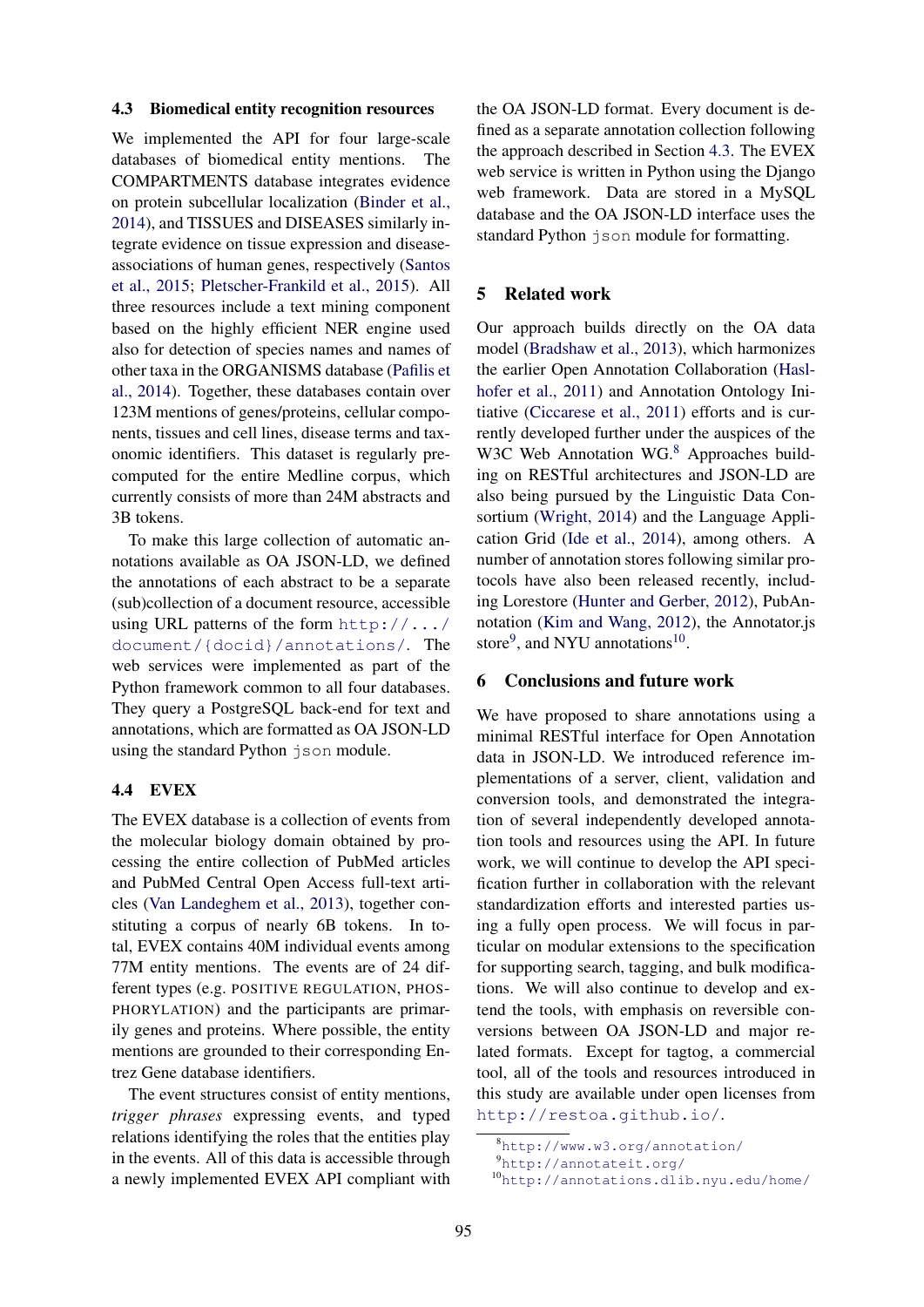### 4.3 Biomedical entity recognition resources

We implemented the API for four large-scale databases of biomedical entity mentions. The COMPARTMENTS database integrates evidence on protein subcellular localization (Binder et al., 2014), and TISSUES and DISEASES similarly integrate evidence on tissue expression and disease-associations of human genes, respectively (Santos et al., 2015; Pletscher-Frankild et al., 2015). All three resources include a text mining component based on the highly efficient NER engine used also for detection of species names and names of other taxa in the ORGANISMS database (Pafilis et al., 2014). Together, these databases contain over 123M mentions of genes/proteins, cellular components, tissues and cell lines, disease terms and taxonomic identifiers. This dataset is regularly precomputed for the entire Medline corpus, which currently consists of more than 24M abstracts and 3B tokens.

To make this large collection of automatic annotations available as OA JSON-LD, we defined the annotations of each abstract to be a separate (sub)collection of a document resource, accessible using URL patterns of the form `http://.../document/{docid}/annotations/`. The web services were implemented as part of the Python framework common to all four databases. They query a PostgreSQL back-end for text and annotations, which are formatted as OA JSON-LD using the standard Python `json` module.

### 4.4 EVEX

The EVEX database is a collection of events from the molecular biology domain obtained by processing the entire collection of PubMed articles and PubMed Central Open Access full-text articles (Van Landeghem et al., 2013), together constituting a corpus of nearly 6B tokens. In total, EVEX contains 40M individual events among 77M entity mentions. The events are of 24 different types (e.g. POSITIVE REGULATION, PHOSPHORYLATION) and the participants are primarily genes and proteins. Where possible, the entity mentions are grounded to their corresponding Entrez Gene database identifiers.

The event structures consist of entity mentions, *trigger phrases* expressing events, and typed relations identifying the roles that the entities play in the events. All of this data is accessible through a newly implemented EVEX API compliant with the OA JSON-LD format. Every document is defined as a separate annotation collection following the approach described in Section 4.3. The EVEX web service is written in Python using the Django web framework. Data are stored in a MySQL database and the OA JSON-LD interface uses the standard Python `json` module for formatting.

## 5 Related work

Our approach builds directly on the OA data model (Bradshaw et al., 2013), which harmonizes the earlier Open Annotation Collaboration (Haslhofer et al., 2011) and Annotation Ontology Initiative (Ciccarese et al., 2011) efforts and is currently developed further under the auspices of the W3C Web Annotation WG.[8] Approaches building on RESTful architectures and JSON-LD are also being pursued by the Linguistic Data Consortium (Wright, 2014) and the Language Application Grid (Ide et al., 2014), among others. A number of annotation stores following similar protocols have also been released recently, including Lorestore (Hunter and Gerber, 2012), PubAnnotation (Kim and Wang, 2012), the Annotator.js store[9], and NYU annotations[10].

## 6 Conclusions and future work

We have proposed to share annotations using a minimal RESTful interface for Open Annotation data in JSON-LD. We introduced reference implementations of a server, client, validation and conversion tools, and demonstrated the integration of several independently developed annotation tools and resources using the API. In future work, we will continue to develop the API specification further in collaboration with the relevant standardization efforts and interested parties using a fully open process. We will focus in particular on modular extensions to the specification for supporting search, tagging, and bulk modifications. We will also continue to develop and extend the tools, with emphasis on reversible conversions between OA JSON-LD and major related formats. Except for tagtog, a commercial tool, all of the tools and resources introduced in this study are available under open licenses from `http://restoa.github.io/`.

[8] `http://www.w3.org/annotation/`

[9] `http://annotateit.org/`

[10] `http://annotations.dlib.nyu.edu/home/`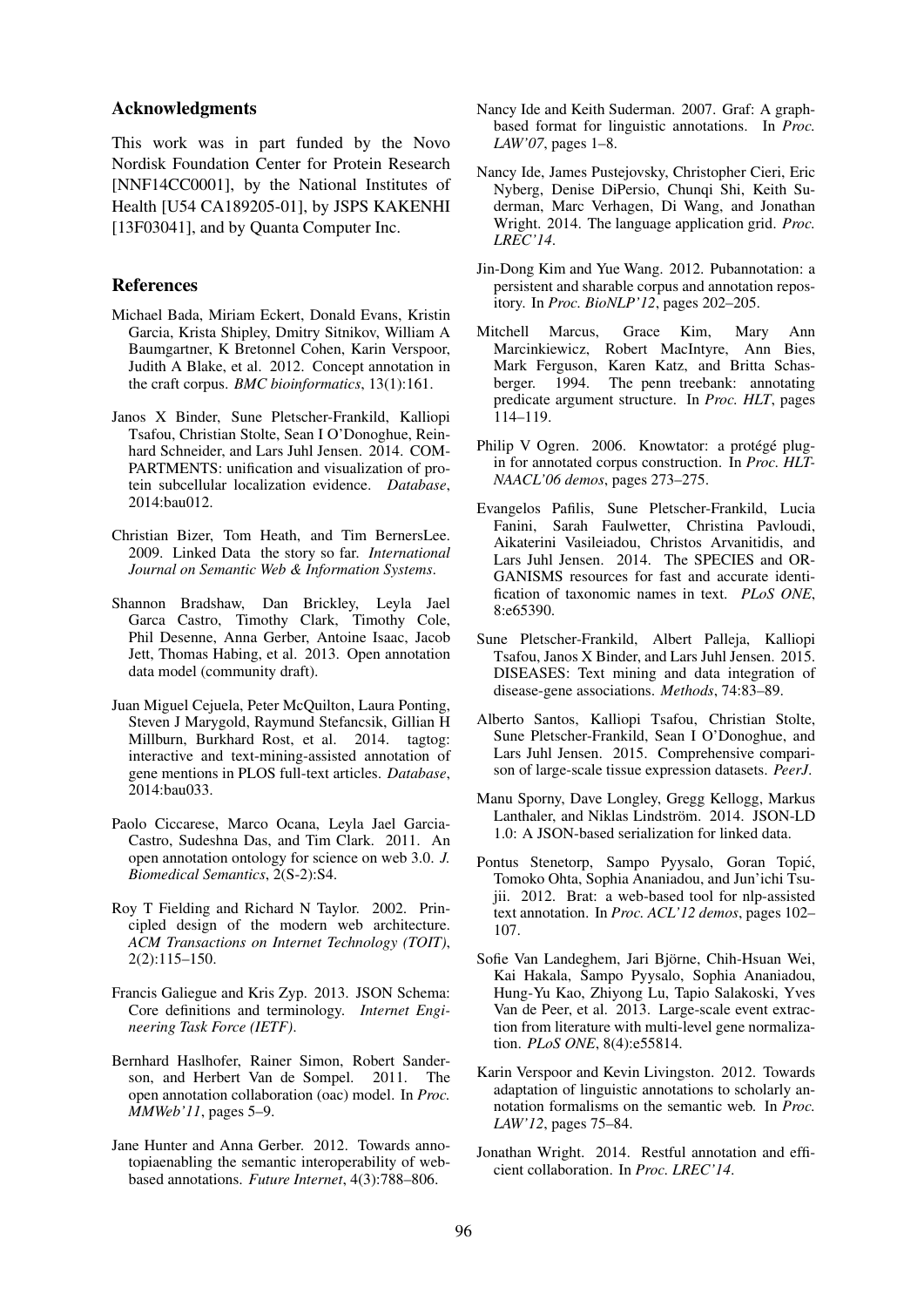## Acknowledgments

This work was in part funded by the Novo Nordisk Foundation Center for Protein Research [NNF14CC0001], by the National Institutes of Health [U54 CA189205-01], by JSPS KAKENHI [13F03041], and by Quanta Computer Inc.

## References

Michael Bada, Miriam Eckert, Donald Evans, Kristin Garcia, Krista Shipley, Dmitry Sitnikov, William A Baumgartner, K Bretonnel Cohen, Karin Verspoor, Judith A Blake, et al. 2012. Concept annotation in the craft corpus. *BMC bioinformatics*, 13(1):161.

Janos X Binder, Sune Pletscher-Frankild, Kalliopi Tsafou, Christian Stolte, Sean I O'Donoghue, Reinhard Schneider, and Lars Juhl Jensen. 2014. COMPARTMENTS: unification and visualization of protein subcellular localization evidence. *Database*, 2014:bau012.

Christian Bizer, Tom Heath, and Tim BernersLee. 2009. Linked Data the story so far. *International Journal on Semantic Web & Information Systems*.

Shannon Bradshaw, Dan Brickley, Leyla Jael Garca Castro, Timothy Clark, Timothy Cole, Phil Desenne, Anna Gerber, Antoine Isaac, Jacob Jett, Thomas Habing, et al. 2013. Open annotation data model (community draft).

Juan Miguel Cejuela, Peter McQuilton, Laura Ponting, Steven J Marygold, Raymund Stefancsik, Gillian H Millburn, Burkhard Rost, et al. 2014. tagtog: interactive and text-mining-assisted annotation of gene mentions in PLOS full-text articles. *Database*, 2014:bau033.

Paolo Ciccarese, Marco Ocana, Leyla Jael Garcia-Castro, Sudeshna Das, and Tim Clark. 2011. An open annotation ontology for science on web 3.0. *J. Biomedical Semantics*, 2(S-2):S4.

Roy T Fielding and Richard N Taylor. 2002. Principled design of the modern web architecture. *ACM Transactions on Internet Technology (TOIT)*, 2(2):115–150.

Francis Galiegue and Kris Zyp. 2013. JSON Schema: Core definitions and terminology. *Internet Engineering Task Force (IETF)*.

Bernhard Haslhofer, Rainer Simon, Robert Sanderson, and Herbert Van de Sompel. 2011. The open annotation collaboration (oac) model. In *Proc. MMWeb'11*, pages 5–9.

Jane Hunter and Anna Gerber. 2012. Towards annotopiaenabling the semantic interoperability of web-based annotations. *Future Internet*, 4(3):788–806.

Nancy Ide and Keith Suderman. 2007. Graf: A graph-based format for linguistic annotations. In *Proc. LAW'07*, pages 1–8.

Nancy Ide, James Pustejovsky, Christopher Cieri, Eric Nyberg, Denise DiPersio, Chunqi Shi, Keith Suderman, Marc Verhagen, Di Wang, and Jonathan Wright. 2014. The language application grid. *Proc. LREC'14*.

Jin-Dong Kim and Yue Wang. 2012. Pubannotation: a persistent and sharable corpus and annotation repository. In *Proc. BioNLP'12*, pages 202–205.

Mitchell Marcus, Grace Kim, Mary Ann Marcinkiewicz, Robert MacIntyre, Ann Bies, Mark Ferguson, Karen Katz, and Britta Schasberger. 1994. The penn treebank: annotating predicate argument structure. In *Proc. HLT*, pages 114–119.

Philip V Ogren. 2006. Knowtator: a protégé plug-in for annotated corpus construction. In *Proc. HLT-NAACL'06 demos*, pages 273–275.

Evangelos Pafilis, Sune Pletscher-Frankild, Lucia Fanini, Sarah Faulwetter, Christina Pavloudi, Aikaterini Vasileiadou, Christos Arvanitidis, and Lars Juhl Jensen. 2014. The SPECIES and ORGANISMS resources for fast and accurate identification of taxonomic names in text. *PLoS ONE*, 8:e65390.

Sune Pletscher-Frankild, Albert Palleja, Kalliopi Tsafou, Janos X Binder, and Lars Juhl Jensen. 2015. DISEASES: Text mining and data integration of disease-gene associations. *Methods*, 74:83–89.

Alberto Santos, Kalliopi Tsafou, Christian Stolte, Sune Pletscher-Frankild, Sean I O'Donoghue, and Lars Juhl Jensen. 2015. Comprehensive comparison of large-scale tissue expression datasets. *PeerJ*.

Manu Sporny, Dave Longley, Gregg Kellogg, Markus Lanthaler, and Niklas Lindström. 2014. JSON-LD 1.0: A JSON-based serialization for linked data.

Pontus Stenetorp, Sampo Pyysalo, Goran Topić, Tomoko Ohta, Sophia Ananiadou, and Jun'ichi Tsujii. 2012. Brat: a web-based tool for nlp-assisted text annotation. In *Proc. ACL'12 demos*, pages 102–107.

Sofie Van Landeghem, Jari Björne, Chih-Hsuan Wei, Kai Hakala, Sampo Pyysalo, Sophia Ananiadou, Hung-Yu Kao, Zhiyong Lu, Tapio Salakoski, Yves Van de Peer, et al. 2013. Large-scale event extraction from literature with multi-level gene normalization. *PLoS ONE*, 8(4):e55814.

Karin Verspoor and Kevin Livingston. 2012. Towards adaptation of linguistic annotations to scholarly annotation formalisms on the semantic web. In *Proc. LAW'12*, pages 75–84.

Jonathan Wright. 2014. Restful annotation and efficient collaboration. In *Proc. LREC'14*.